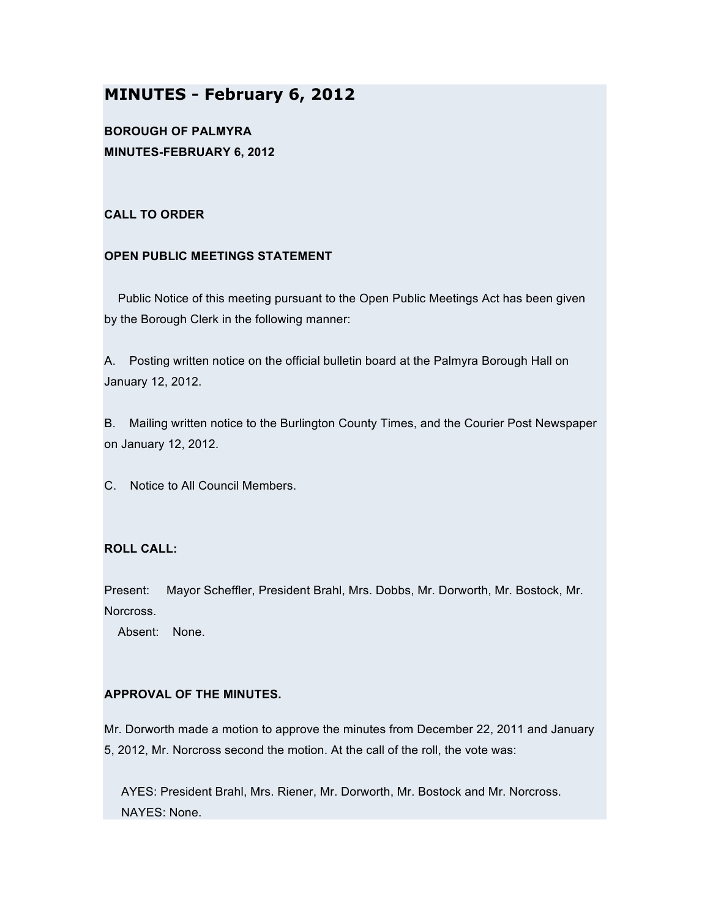# MINUTES - February 6, 2012

**BOROUGH OF PALMYRA**
**MINUTES-FEBRUARY 6, 2012**

**CALL TO ORDER**

**OPEN PUBLIC MEETINGS STATEMENT**

Public Notice of this meeting pursuant to the Open Public Meetings Act has been given by the Borough Clerk in the following manner:

A. Posting written notice on the official bulletin board at the Palmyra Borough Hall on January 12, 2012.

B. Mailing written notice to the Burlington County Times, and the Courier Post Newspaper on January 12, 2012.

C. Notice to All Council Members.

**ROLL CALL:**

Present: Mayor Scheffler, President Brahl, Mrs. Dobbs, Mr. Dorworth, Mr. Bostock, Mr. Norcross.
Absent: None.

**APPROVAL OF THE MINUTES.**

Mr. Dorworth made a motion to approve the minutes from December 22, 2011 and January 5, 2012, Mr. Norcross second the motion. At the call of the roll, the vote was:

AYES: President Brahl, Mrs. Riener, Mr. Dorworth, Mr. Bostock and Mr. Norcross.
NAYES: None.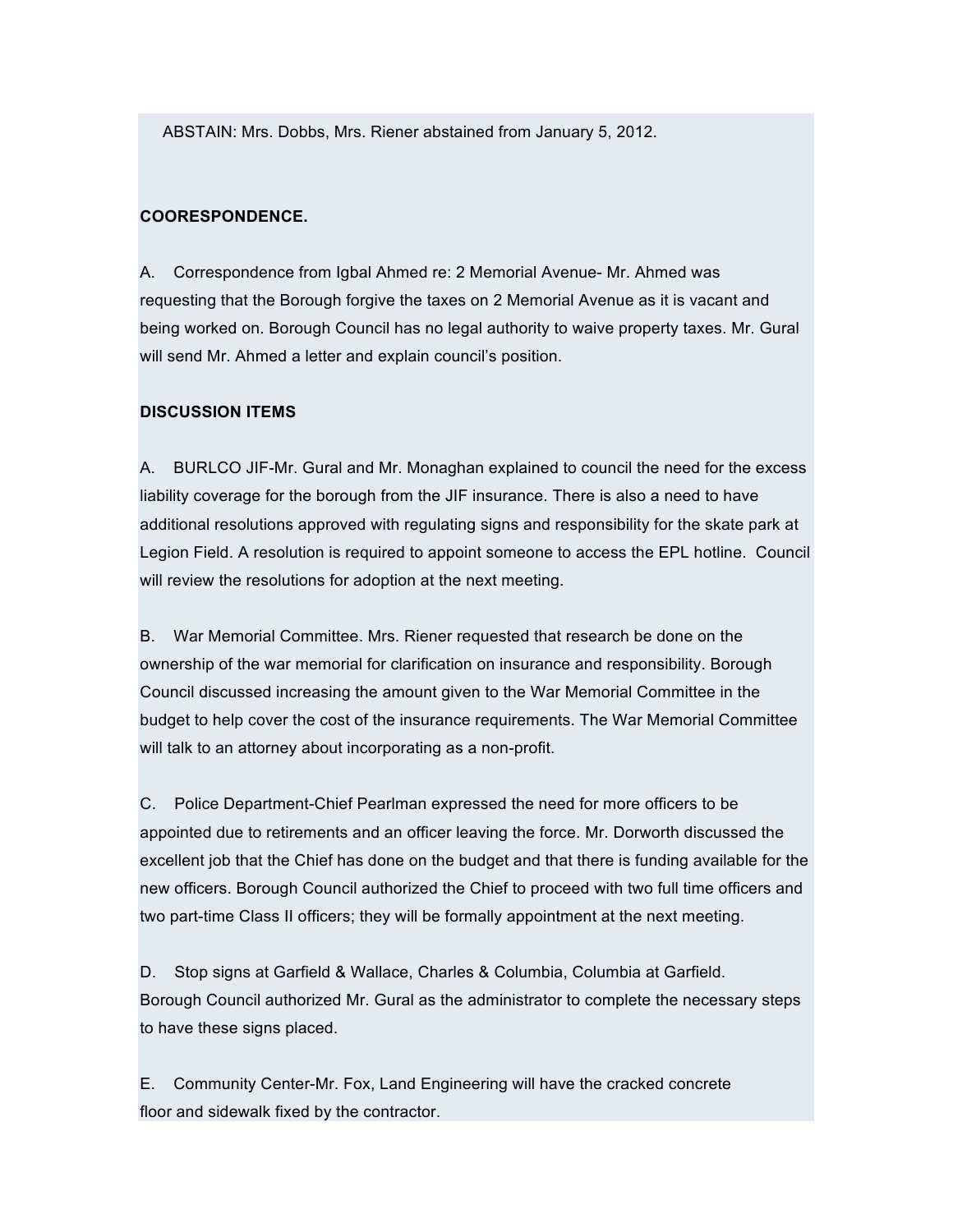ABSTAIN: Mrs. Dobbs, Mrs. Riener abstained from January 5, 2012.

**COORESPONDENCE.**

A. Correspondence from Igbal Ahmed re: 2 Memorial Avenue- Mr. Ahmed was requesting that the Borough forgive the taxes on 2 Memorial Avenue as it is vacant and being worked on. Borough Council has no legal authority to waive property taxes. Mr. Gural will send Mr. Ahmed a letter and explain council's position.

**DISCUSSION ITEMS**

A. BURLCO JIF-Mr. Gural and Mr. Monaghan explained to council the need for the excess liability coverage for the borough from the JIF insurance. There is also a need to have additional resolutions approved with regulating signs and responsibility for the skate park at Legion Field. A resolution is required to appoint someone to access the EPL hotline. Council will review the resolutions for adoption at the next meeting.

B. War Memorial Committee. Mrs. Riener requested that research be done on the ownership of the war memorial for clarification on insurance and responsibility. Borough Council discussed increasing the amount given to the War Memorial Committee in the budget to help cover the cost of the insurance requirements. The War Memorial Committee will talk to an attorney about incorporating as a non-profit.

C. Police Department-Chief Pearlman expressed the need for more officers to be appointed due to retirements and an officer leaving the force. Mr. Dorworth discussed the excellent job that the Chief has done on the budget and that there is funding available for the new officers. Borough Council authorized the Chief to proceed with two full time officers and two part-time Class II officers; they will be formally appointment at the next meeting.

D. Stop signs at Garfield & Wallace, Charles & Columbia, Columbia at Garfield. Borough Council authorized Mr. Gural as the administrator to complete the necessary steps to have these signs placed.

E. Community Center-Mr. Fox, Land Engineering will have the cracked concrete floor and sidewalk fixed by the contractor.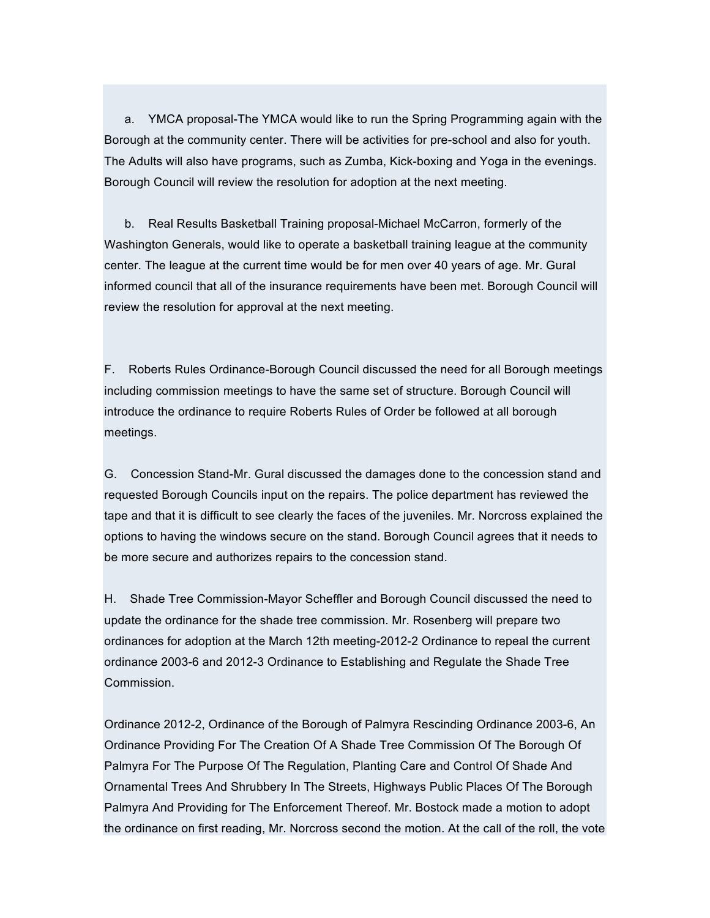a. YMCA proposal-The YMCA would like to run the Spring Programming again with the Borough at the community center. There will be activities for pre-school and also for youth. The Adults will also have programs, such as Zumba, Kick-boxing and Yoga in the evenings. Borough Council will review the resolution for adoption at the next meeting.

b. Real Results Basketball Training proposal-Michael McCarron, formerly of the Washington Generals, would like to operate a basketball training league at the community center. The league at the current time would be for men over 40 years of age. Mr. Gural informed council that all of the insurance requirements have been met. Borough Council will review the resolution for approval at the next meeting.

F. Roberts Rules Ordinance-Borough Council discussed the need for all Borough meetings including commission meetings to have the same set of structure. Borough Council will introduce the ordinance to require Roberts Rules of Order be followed at all borough meetings.

G. Concession Stand-Mr. Gural discussed the damages done to the concession stand and requested Borough Councils input on the repairs. The police department has reviewed the tape and that it is difficult to see clearly the faces of the juveniles. Mr. Norcross explained the options to having the windows secure on the stand. Borough Council agrees that it needs to be more secure and authorizes repairs to the concession stand.

H. Shade Tree Commission-Mayor Scheffler and Borough Council discussed the need to update the ordinance for the shade tree commission. Mr. Rosenberg will prepare two ordinances for adoption at the March 12th meeting-2012-2 Ordinance to repeal the current ordinance 2003-6 and 2012-3 Ordinance to Establishing and Regulate the Shade Tree Commission.

Ordinance 2012-2, Ordinance of the Borough of Palmyra Rescinding Ordinance 2003-6, An Ordinance Providing For The Creation Of A Shade Tree Commission Of The Borough Of Palmyra For The Purpose Of The Regulation, Planting Care and Control Of Shade And Ornamental Trees And Shrubbery In The Streets, Highways Public Places Of The Borough Palmyra And Providing for The Enforcement Thereof. Mr. Bostock made a motion to adopt the ordinance on first reading, Mr. Norcross second the motion. At the call of the roll, the vote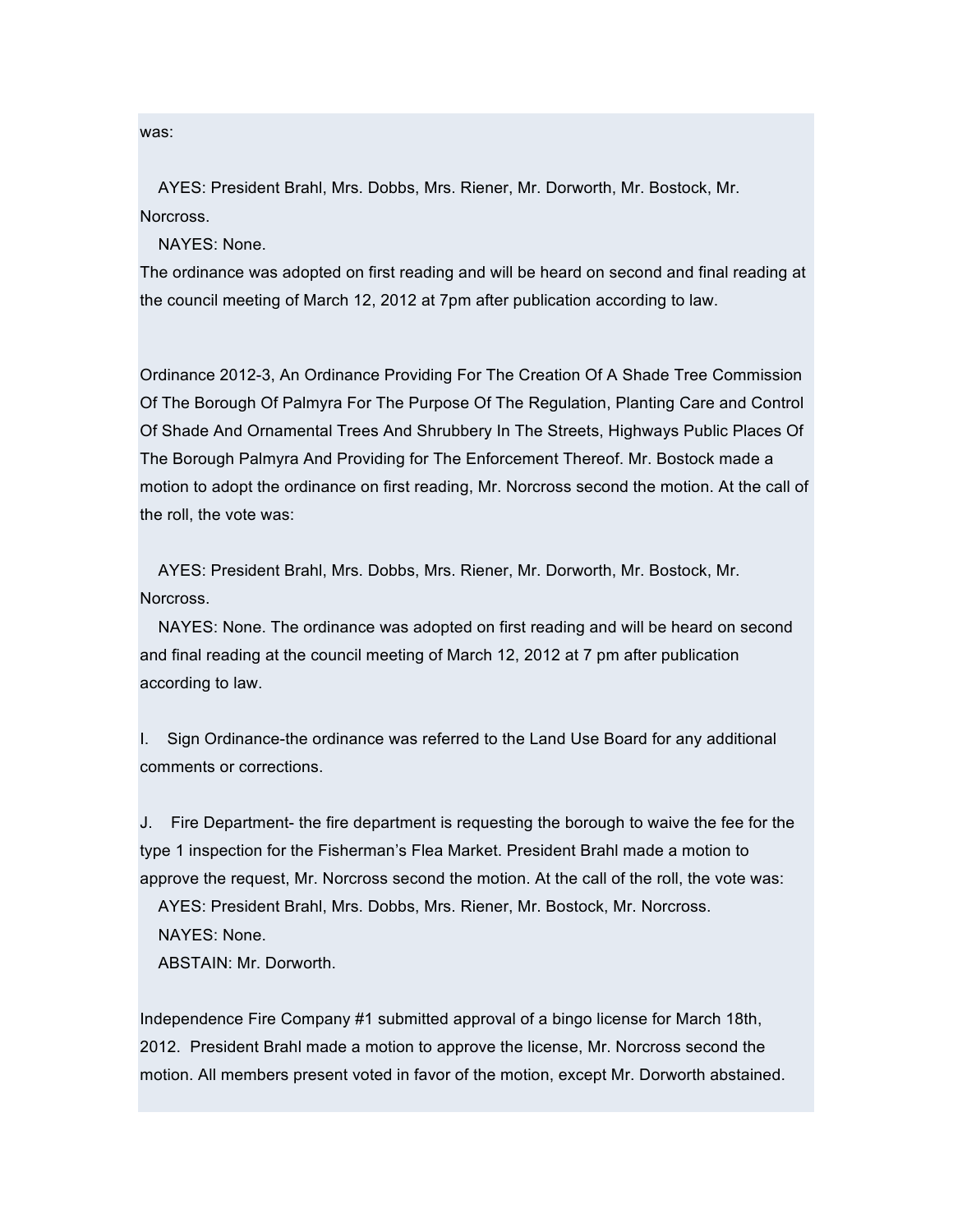was:

AYES: President Brahl, Mrs. Dobbs, Mrs. Riener, Mr. Dorworth, Mr. Bostock, Mr. Norcross.

NAYES: None.

The ordinance was adopted on first reading and will be heard on second and final reading at the council meeting of March 12, 2012 at 7pm after publication according to law.

Ordinance 2012-3, An Ordinance Providing For The Creation Of A Shade Tree Commission Of The Borough Of Palmyra For The Purpose Of The Regulation, Planting Care and Control Of Shade And Ornamental Trees And Shrubbery In The Streets, Highways Public Places Of The Borough Palmyra And Providing for The Enforcement Thereof. Mr. Bostock made a motion to adopt the ordinance on first reading, Mr. Norcross second the motion. At the call of the roll, the vote was:

AYES: President Brahl, Mrs. Dobbs, Mrs. Riener, Mr. Dorworth, Mr. Bostock, Mr. Norcross.

NAYES: None. The ordinance was adopted on first reading and will be heard on second and final reading at the council meeting of March 12, 2012 at 7 pm after publication according to law.

I. Sign Ordinance-the ordinance was referred to the Land Use Board for any additional comments or corrections.

J. Fire Department- the fire department is requesting the borough to waive the fee for the type 1 inspection for the Fisherman's Flea Market. President Brahl made a motion to approve the request, Mr. Norcross second the motion. At the call of the roll, the vote was:

AYES: President Brahl, Mrs. Dobbs, Mrs. Riener, Mr. Bostock, Mr. Norcross.

NAYES: None.

ABSTAIN: Mr. Dorworth.

Independence Fire Company #1 submitted approval of a bingo license for March 18th, 2012. President Brahl made a motion to approve the license, Mr. Norcross second the motion. All members present voted in favor of the motion, except Mr. Dorworth abstained.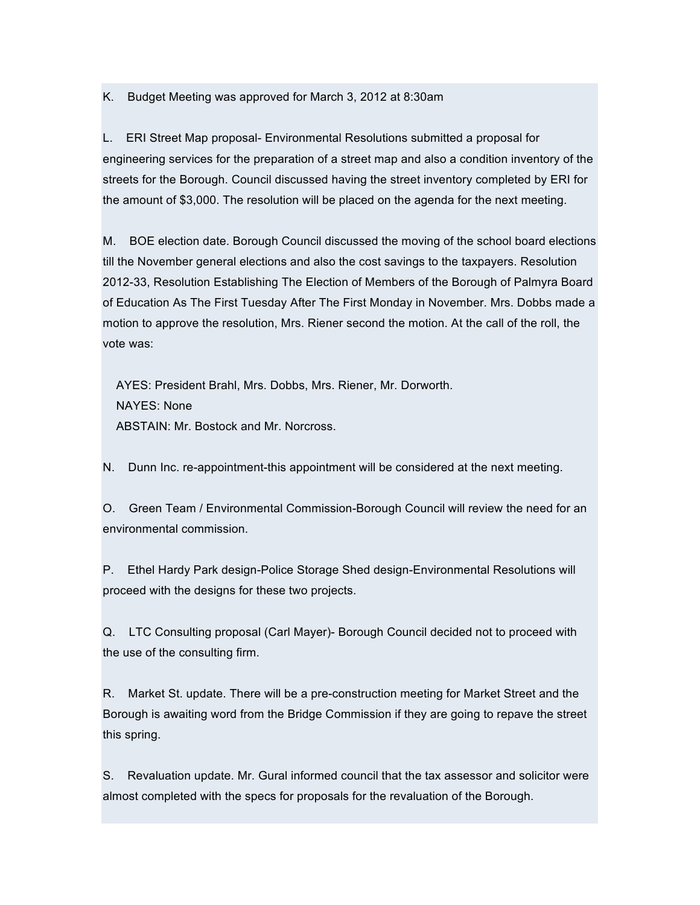K. Budget Meeting was approved for March 3, 2012 at 8:30am

L. ERI Street Map proposal- Environmental Resolutions submitted a proposal for engineering services for the preparation of a street map and also a condition inventory of the streets for the Borough. Council discussed having the street inventory completed by ERI for the amount of $3,000. The resolution will be placed on the agenda for the next meeting.

M. BOE election date. Borough Council discussed the moving of the school board elections till the November general elections and also the cost savings to the taxpayers. Resolution 2012-33, Resolution Establishing The Election of Members of the Borough of Palmyra Board of Education As The First Tuesday After The First Monday in November. Mrs. Dobbs made a motion to approve the resolution, Mrs. Riener second the motion. At the call of the roll, the vote was:

AYES: President Brahl, Mrs. Dobbs, Mrs. Riener, Mr. Dorworth.
NAYES: None
ABSTAIN: Mr. Bostock and Mr. Norcross.

N. Dunn Inc. re-appointment-this appointment will be considered at the next meeting.

O. Green Team / Environmental Commission-Borough Council will review the need for an environmental commission.

P. Ethel Hardy Park design-Police Storage Shed design-Environmental Resolutions will proceed with the designs for these two projects.

Q. LTC Consulting proposal (Carl Mayer)- Borough Council decided not to proceed with the use of the consulting firm.

R. Market St. update. There will be a pre-construction meeting for Market Street and the Borough is awaiting word from the Bridge Commission if they are going to repave the street this spring.

S. Revaluation update. Mr. Gural informed council that the tax assessor and solicitor were almost completed with the specs for proposals for the revaluation of the Borough.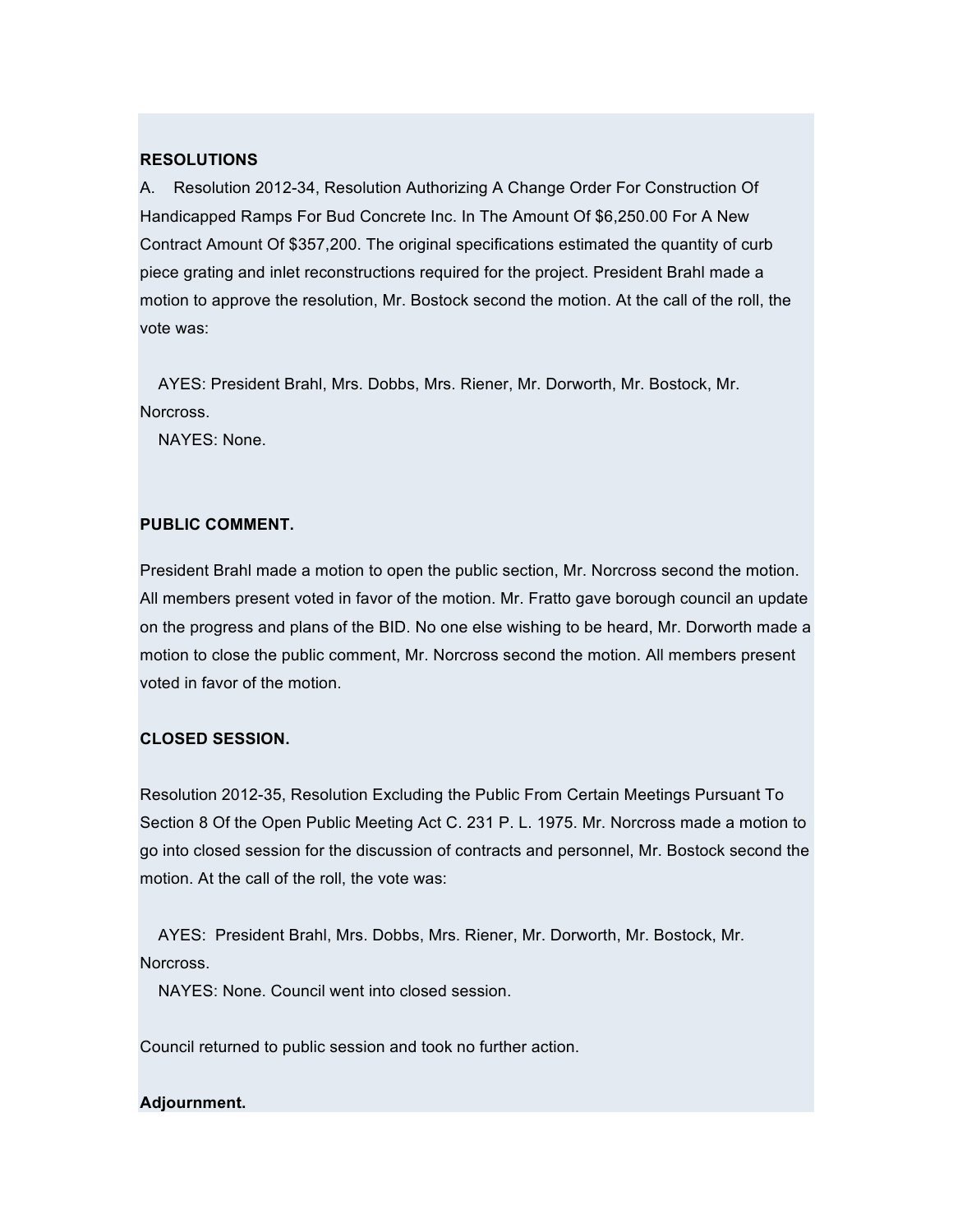**RESOLUTIONS**

A. Resolution 2012-34, Resolution Authorizing A Change Order For Construction Of Handicapped Ramps For Bud Concrete Inc. In The Amount Of $6,250.00 For A New Contract Amount Of $357,200. The original specifications estimated the quantity of curb piece grating and inlet reconstructions required for the project. President Brahl made a motion to approve the resolution, Mr. Bostock second the motion. At the call of the roll, the vote was:

AYES: President Brahl, Mrs. Dobbs, Mrs. Riener, Mr. Dorworth, Mr. Bostock, Mr. Norcross.
NAYES: None.

**PUBLIC COMMENT.**

President Brahl made a motion to open the public section, Mr. Norcross second the motion. All members present voted in favor of the motion. Mr. Fratto gave borough council an update on the progress and plans of the BID. No one else wishing to be heard, Mr. Dorworth made a motion to close the public comment, Mr. Norcross second the motion. All members present voted in favor of the motion.

**CLOSED SESSION.**

Resolution 2012-35, Resolution Excluding the Public From Certain Meetings Pursuant To Section 8 Of the Open Public Meeting Act C. 231 P. L. 1975. Mr. Norcross made a motion to go into closed session for the discussion of contracts and personnel, Mr. Bostock second the motion. At the call of the roll, the vote was:

AYES: President Brahl, Mrs. Dobbs, Mrs. Riener, Mr. Dorworth, Mr. Bostock, Mr. Norcross.
NAYES: None. Council went into closed session.

Council returned to public session and took no further action.

**Adjournment.**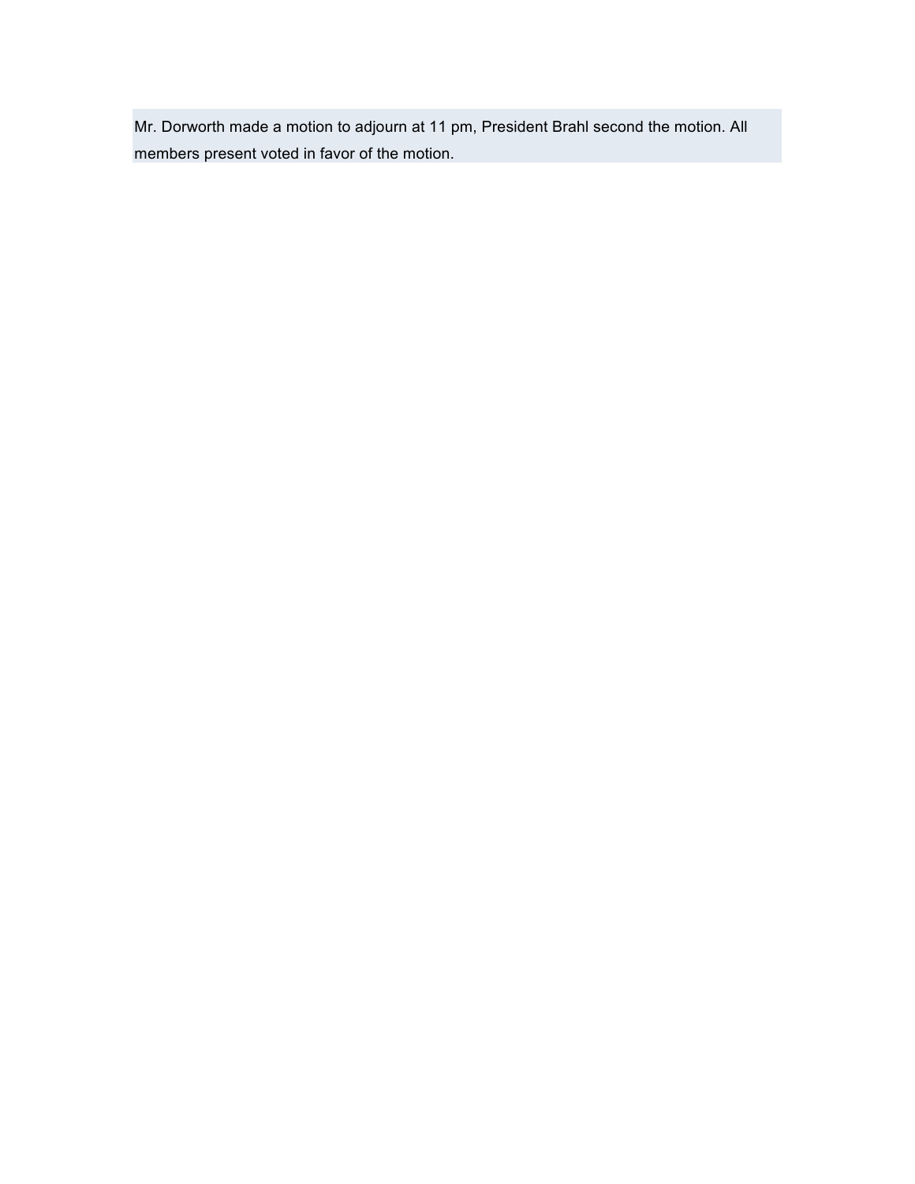Mr. Dorworth made a motion to adjourn at 11 pm, President Brahl second the motion. All members present voted in favor of the motion.